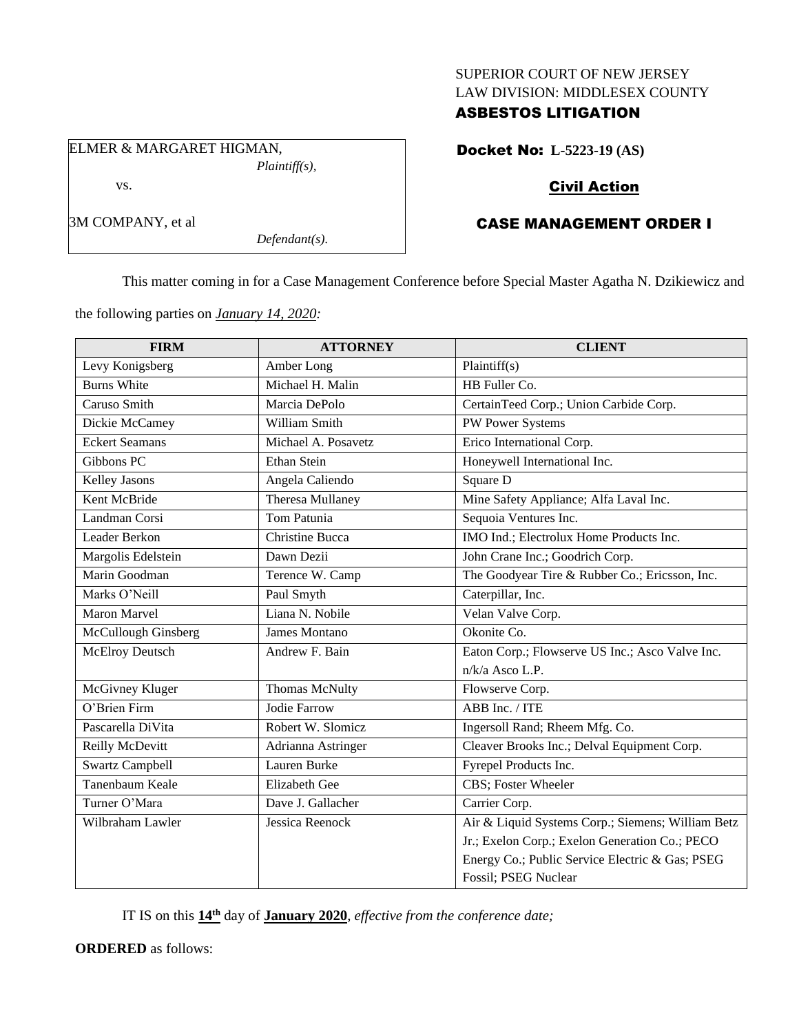SUPERIOR COURT OF NEW JERSEY
LAW DIVISION: MIDDLESEX COUNTY
**ASBESTOS LITIGATION**

ELMER & MARGARET HIGMAN,
*Plaintiff(s),*

vs.

3M COMPANY, et al
*Defendant(s).*

**Docket No: L-5223-19 (AS)**

**Civil Action**

**CASE MANAGEMENT ORDER I**

This matter coming in for a Case Management Conference before Special Master Agatha N. Dzikiewicz and the following parties on ***January 14, 2020:***

| FIRM | ATTORNEY | CLIENT |
|---|---|---|
| Levy Konigsberg | Amber Long | Plaintiff(s) |
| Burns White | Michael H. Malin | HB Fuller Co. |
| Caruso Smith | Marcia DePolo | CertainTeed Corp.; Union Carbide Corp. |
| Dickie McCamey | William Smith | PW Power Systems |
| Eckert Seamans | Michael A. Posavetz | Erico International Corp. |
| Gibbons PC | Ethan Stein | Honeywell International Inc. |
| Kelley Jasons | Angela Caliendo | Square D |
| Kent McBride | Theresa Mullaney | Mine Safety Appliance; Alfa Laval Inc. |
| Landman Corsi | Tom Patunia | Sequoia Ventures Inc. |
| Leader Berkon | Christine Bucca | IMO Ind.; Electrolux Home Products Inc. |
| Margolis Edelstein | Dawn Dezii | John Crane Inc.; Goodrich Corp. |
| Marin Goodman | Terence W. Camp | The Goodyear Tire & Rubber Co.; Ericsson, Inc. |
| Marks O'Neill | Paul Smyth | Caterpillar, Inc. |
| Maron Marvel | Liana N. Nobile | Velan Valve Corp. |
| McCullough Ginsberg | James Montano | Okonite Co. |
| McElroy Deutsch | Andrew F. Bain | Eaton Corp.; Flowserve US Inc.; Asco Valve Inc. n/k/a Asco L.P. |
| McGivney Kluger | Thomas McNulty | Flowserve Corp. |
| O'Brien Firm | Jodie Farrow | ABB Inc. / ITE |
| Pascarella DiVita | Robert W. Slomicz | Ingersoll Rand; Rheem Mfg. Co. |
| Reilly McDevitt | Adrianna Astringer | Cleaver Brooks Inc.; Delval Equipment Corp. |
| Swartz Campbell | Lauren Burke | Fyrepel Products Inc. |
| Tanenbaum Keale | Elizabeth Gee | CBS; Foster Wheeler |
| Turner O'Mara | Dave J. Gallacher | Carrier Corp. |
| Wilbraham Lawler | Jessica Reenock | Air & Liquid Systems Corp.; Siemens; William Betz Jr.; Exelon Corp.; Exelon Generation Co.; PECO Energy Co.; Public Service Electric & Gas; PSEG Fossil; PSEG Nuclear |

IT IS on this **14th** day of **January 2020**, *effective from the conference date;*

**ORDERED** as follows: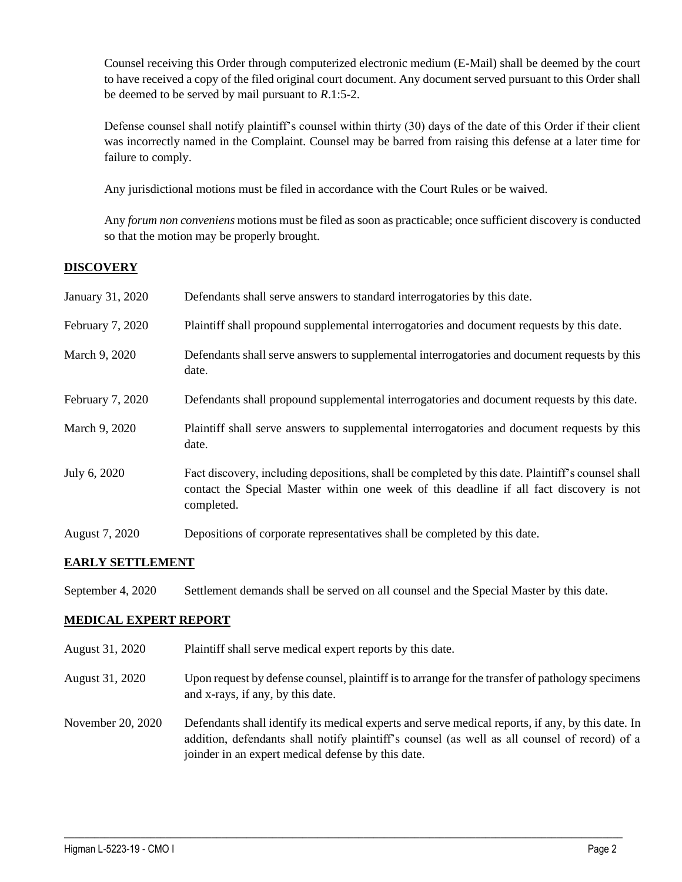Counsel receiving this Order through computerized electronic medium (E-Mail) shall be deemed by the court to have received a copy of the filed original court document. Any document served pursuant to this Order shall be deemed to be served by mail pursuant to *R*.1:5-2.

Defense counsel shall notify plaintiff's counsel within thirty (30) days of the date of this Order if their client was incorrectly named in the Complaint. Counsel may be barred from raising this defense at a later time for failure to comply.

Any jurisdictional motions must be filed in accordance with the Court Rules or be waived.

Any *forum non conveniens* motions must be filed as soon as practicable; once sufficient discovery is conducted so that the motion may be properly brought.

## DISCOVERY

| | |
|---|---|
| January 31, 2020 | Defendants shall serve answers to standard interrogatories by this date. |
| February 7, 2020 | Plaintiff shall propound supplemental interrogatories and document requests by this date. |
| March 9, 2020 | Defendants shall serve answers to supplemental interrogatories and document requests by this date. |
| February 7, 2020 | Defendants shall propound supplemental interrogatories and document requests by this date. |
| March 9, 2020 | Plaintiff shall serve answers to supplemental interrogatories and document requests by this date. |
| July 6, 2020 | Fact discovery, including depositions, shall be completed by this date. Plaintiff's counsel shall contact the Special Master within one week of this deadline if all fact discovery is not completed. |
| August 7, 2020 | Depositions of corporate representatives shall be completed by this date. |

## EARLY SETTLEMENT

| | |
|---|---|
| September 4, 2020 | Settlement demands shall be served on all counsel and the Special Master by this date. |

## MEDICAL EXPERT REPORT

| | |
|---|---|
| August 31, 2020 | Plaintiff shall serve medical expert reports by this date. |
| August 31, 2020 | Upon request by defense counsel, plaintiff is to arrange for the transfer of pathology specimens and x-rays, if any, by this date. |
| November 20, 2020 | Defendants shall identify its medical experts and serve medical reports, if any, by this date. In addition, defendants shall notify plaintiff's counsel (as well as all counsel of record) of a joinder in an expert medical defense by this date. |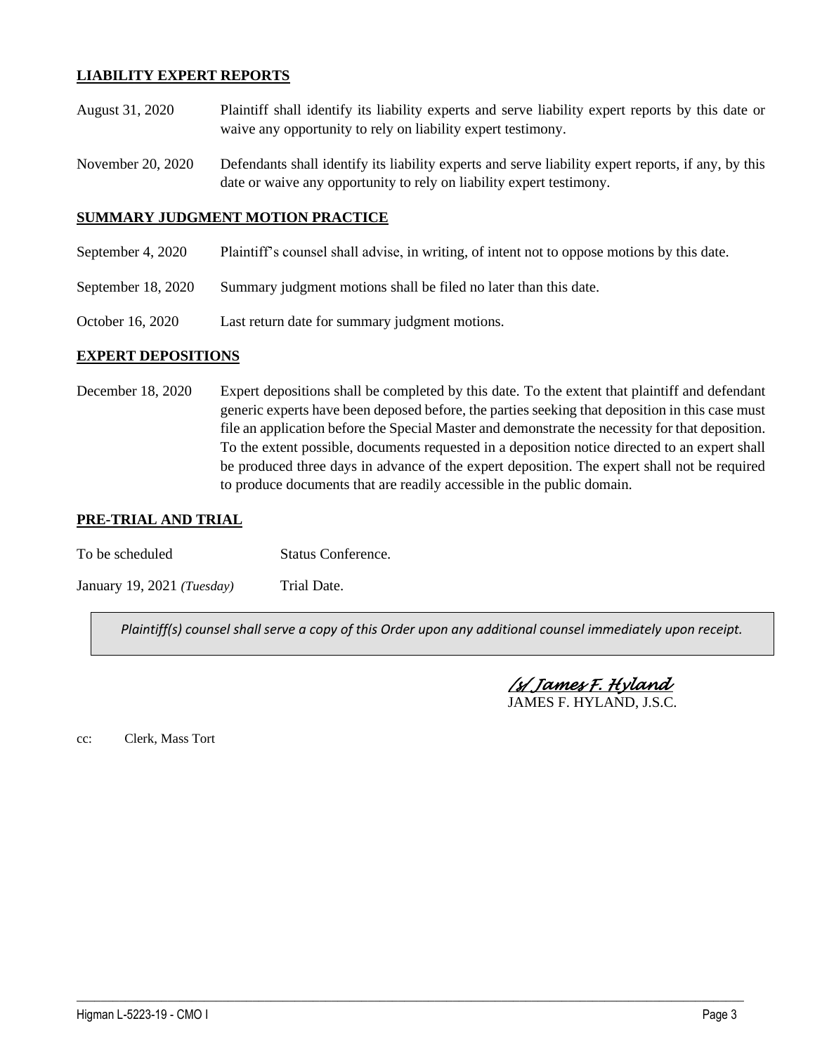## LIABILITY EXPERT REPORTS

| | |
|---|---|
| August 31, 2020 | Plaintiff shall identify its liability experts and serve liability expert reports by this date or waive any opportunity to rely on liability expert testimony. |
| November 20, 2020 | Defendants shall identify its liability experts and serve liability expert reports, if any, by this date or waive any opportunity to rely on liability expert testimony. |

## SUMMARY JUDGMENT MOTION PRACTICE

| | |
|---|---|
| September 4, 2020 | Plaintiff's counsel shall advise, in writing, of intent not to oppose motions by this date. |
| September 18, 2020 | Summary judgment motions shall be filed no later than this date. |
| October 16, 2020 | Last return date for summary judgment motions. |

## EXPERT DEPOSITIONS

| | |
|---|---|
| December 18, 2020 | Expert depositions shall be completed by this date. To the extent that plaintiff and defendant generic experts have been deposed before, the parties seeking that deposition in this case must file an application before the Special Master and demonstrate the necessity for that deposition. To the extent possible, documents requested in a deposition notice directed to an expert shall be produced three days in advance of the expert deposition. The expert shall not be required to produce documents that are readily accessible in the public domain. |

## PRE-TRIAL AND TRIAL

| | |
|---|---|
| To be scheduled | Status Conference. |
| January 19, 2021 *(Tuesday)* | Trial Date. |

*Plaintiff(s) counsel shall serve a copy of this Order upon any additional counsel immediately upon receipt.*

/s/ James F. Hyland
JAMES F. HYLAND, J.S.C.

cc: Clerk, Mass Tort

Higman L-5223-19 - CMO I